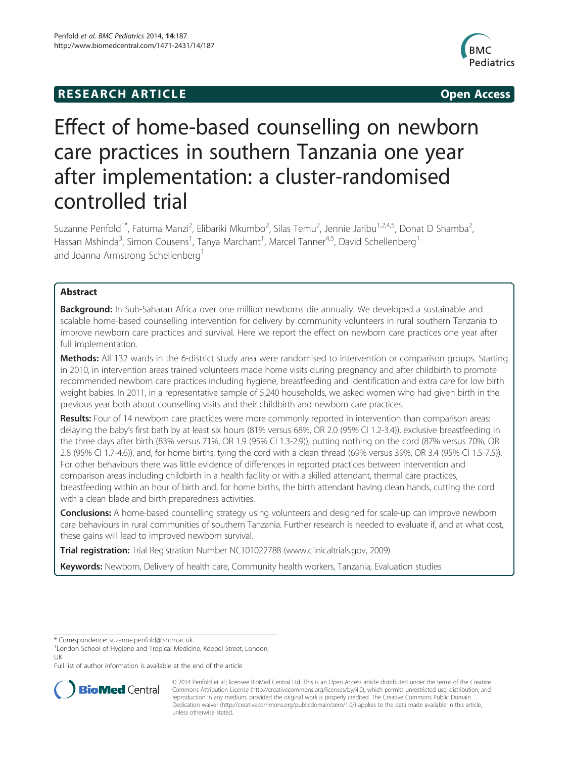RESEARCH ARTICLE **Open Access**

# Effect of home-based counselling on newborn care practices in southern Tanzania one year after implementation: a cluster-randomised controlled trial

Suzanne Penfold[1*], Fatuma Manzi[2], Elibariki Mkumbo[2], Silas Temu[2], Jennie Jaribu[1,2,4,5], Donat D Shamba[2], Hassan Mshinda[3], Simon Cousens[1], Tanya Marchant[1], Marcel Tanner[4,5], David Schellenberg[1] and Joanna Armstrong Schellenberg[1]

## Abstract

**Background:** In Sub-Saharan Africa over one million newborns die annually. We developed a sustainable and scalable home-based counselling intervention for delivery by community volunteers in rural southern Tanzania to improve newborn care practices and survival. Here we report the effect on newborn care practices one year after full implementation.

**Methods:** All 132 wards in the 6-district study area were randomised to intervention or comparison groups. Starting in 2010, in intervention areas trained volunteers made home visits during pregnancy and after childbirth to promote recommended newborn care practices including hygiene, breastfeeding and identification and extra care for low birth weight babies. In 2011, in a representative sample of 5,240 households, we asked women who had given birth in the previous year both about counselling visits and their childbirth and newborn care practices.

**Results:** Four of 14 newborn care practices were more commonly reported in intervention than comparison areas: delaying the baby's first bath by at least six hours (81% versus 68%, OR 2.0 (95% CI 1.2-3.4)), exclusive breastfeeding in the three days after birth (83% versus 71%, OR 1.9 (95% CI 1.3-2.9)), putting nothing on the cord (87% versus 70%, OR 2.8 (95% CI 1.7-4.6)), and, for home births, tying the cord with a clean thread (69% versus 39%, OR 3.4 (95% CI 1.5-7.5)). For other behaviours there was little evidence of differences in reported practices between intervention and comparison areas including childbirth in a health facility or with a skilled attendant, thermal care practices, breastfeeding within an hour of birth and, for home births, the birth attendant having clean hands, cutting the cord with a clean blade and birth preparedness activities.

**Conclusions:** A home-based counselling strategy using volunteers and designed for scale-up can improve newborn care behaviours in rural communities of southern Tanzania. Further research is needed to evaluate if, and at what cost, these gains will lead to improved newborn survival.

**Trial registration:** Trial Registration Number NCT01022788 (www.clinicaltrials.gov, 2009)

**Keywords:** Newborn, Delivery of health care, Community health workers, Tanzania, Evaluation studies

\* Correspondence: suzanne.penfold@lshtm.ac.uk
[1]London School of Hygiene and Tropical Medicine, Keppel Street, London, UK
Full list of author information is available at the end of the article

© 2014 Penfold et al.; licensee BioMed Central Ltd. This is an Open Access article distributed under the terms of the Creative Commons Attribution License (http://creativecommons.org/licenses/by/4.0), which permits unrestricted use, distribution, and reproduction in any medium, provided the original work is properly credited. The Creative Commons Public Domain Dedication waiver (http://creativecommons.org/publicdomain/zero/1.0/) applies to the data made available in this article, unless otherwise stated.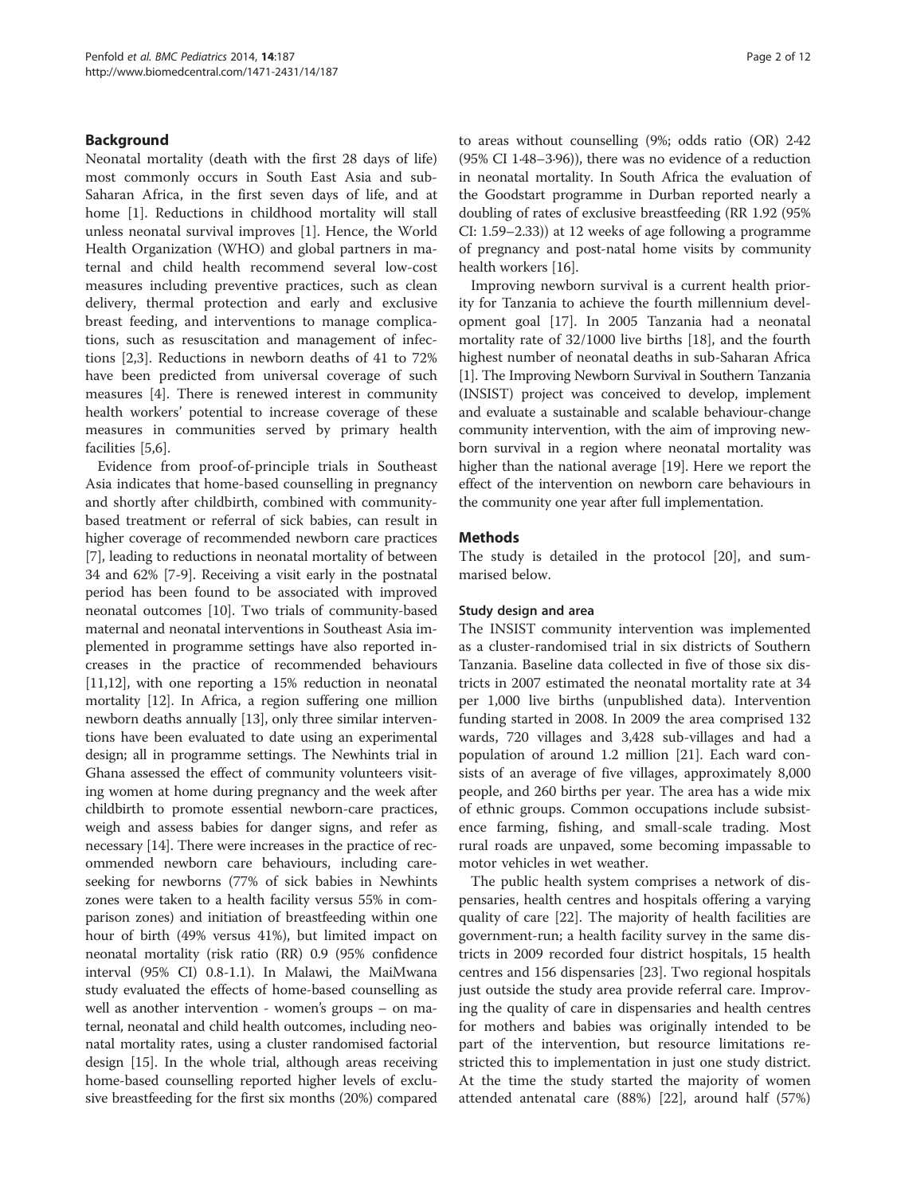## Background

Neonatal mortality (death with the first 28 days of life) most commonly occurs in South East Asia and sub-Saharan Africa, in the first seven days of life, and at home [1]. Reductions in childhood mortality will stall unless neonatal survival improves [1]. Hence, the World Health Organization (WHO) and global partners in maternal and child health recommend several low-cost measures including preventive practices, such as clean delivery, thermal protection and early and exclusive breast feeding, and interventions to manage complications, such as resuscitation and management of infections [2,3]. Reductions in newborn deaths of 41 to 72% have been predicted from universal coverage of such measures [4]. There is renewed interest in community health workers' potential to increase coverage of these measures in communities served by primary health facilities [5,6].

Evidence from proof-of-principle trials in Southeast Asia indicates that home-based counselling in pregnancy and shortly after childbirth, combined with community-based treatment or referral of sick babies, can result in higher coverage of recommended newborn care practices [7], leading to reductions in neonatal mortality of between 34 and 62% [7-9]. Receiving a visit early in the postnatal period has been found to be associated with improved neonatal outcomes [10]. Two trials of community-based maternal and neonatal interventions in Southeast Asia implemented in programme settings have also reported increases in the practice of recommended behaviours [11,12], with one reporting a 15% reduction in neonatal mortality [12]. In Africa, a region suffering one million newborn deaths annually [13], only three similar interventions have been evaluated to date using an experimental design; all in programme settings. The Newhints trial in Ghana assessed the effect of community volunteers visiting women at home during pregnancy and the week after childbirth to promote essential newborn-care practices, weigh and assess babies for danger signs, and refer as necessary [14]. There were increases in the practice of recommended newborn care behaviours, including care-seeking for newborns (77% of sick babies in Newhints zones were taken to a health facility versus 55% in comparison zones) and initiation of breastfeeding within one hour of birth (49% versus 41%), but limited impact on neonatal mortality (risk ratio (RR) 0.9 (95% confidence interval (95% CI) 0.8-1.1). In Malawi, the MaiMwana study evaluated the effects of home-based counselling as well as another intervention - women's groups – on maternal, neonatal and child health outcomes, including neonatal mortality rates, using a cluster randomised factorial design [15]. In the whole trial, although areas receiving home-based counselling reported higher levels of exclusive breastfeeding for the first six months (20%) compared to areas without counselling (9%; odds ratio (OR) 2·42 (95% CI 1·48–3·96)), there was no evidence of a reduction in neonatal mortality. In South Africa the evaluation of the Goodstart programme in Durban reported nearly a doubling of rates of exclusive breastfeeding (RR 1.92 (95% CI: 1.59–2.33)) at 12 weeks of age following a programme of pregnancy and post-natal home visits by community health workers [16].

Improving newborn survival is a current health priority for Tanzania to achieve the fourth millennium development goal [17]. In 2005 Tanzania had a neonatal mortality rate of 32/1000 live births [18], and the fourth highest number of neonatal deaths in sub-Saharan Africa [1]. The Improving Newborn Survival in Southern Tanzania (INSIST) project was conceived to develop, implement and evaluate a sustainable and scalable behaviour-change community intervention, with the aim of improving newborn survival in a region where neonatal mortality was higher than the national average [19]. Here we report the effect of the intervention on newborn care behaviours in the community one year after full implementation.

## Methods

The study is detailed in the protocol [20], and summarised below.

### Study design and area

The INSIST community intervention was implemented as a cluster-randomised trial in six districts of Southern Tanzania. Baseline data collected in five of those six districts in 2007 estimated the neonatal mortality rate at 34 per 1,000 live births (unpublished data). Intervention funding started in 2008. In 2009 the area comprised 132 wards, 720 villages and 3,428 sub-villages and had a population of around 1.2 million [21]. Each ward consists of an average of five villages, approximately 8,000 people, and 260 births per year. The area has a wide mix of ethnic groups. Common occupations include subsistence farming, fishing, and small-scale trading. Most rural roads are unpaved, some becoming impassable to motor vehicles in wet weather.

The public health system comprises a network of dispensaries, health centres and hospitals offering a varying quality of care [22]. The majority of health facilities are government-run; a health facility survey in the same districts in 2009 recorded four district hospitals, 15 health centres and 156 dispensaries [23]. Two regional hospitals just outside the study area provide referral care. Improving the quality of care in dispensaries and health centres for mothers and babies was originally intended to be part of the intervention, but resource limitations restricted this to implementation in just one study district. At the time the study started the majority of women attended antenatal care (88%) [22], around half (57%)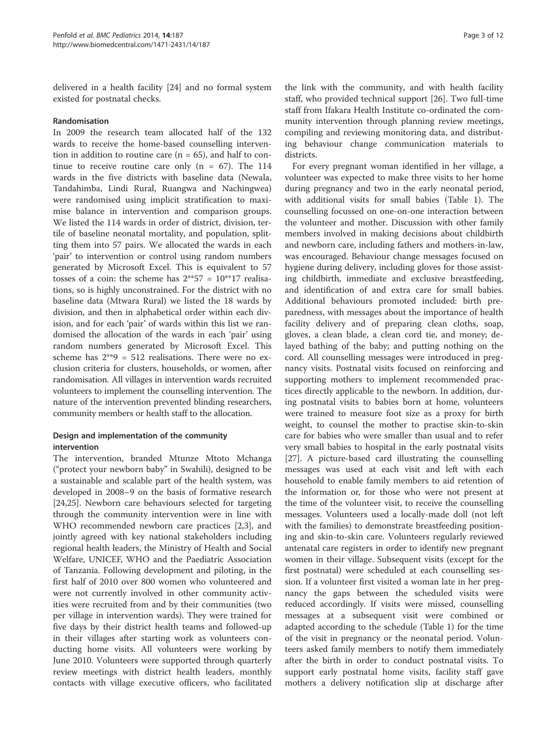delivered in a health facility [24] and no formal system existed for postnatal checks.

### Randomisation

In 2009 the research team allocated half of the 132 wards to receive the home-based counselling intervention in addition to routine care ($n = 65$), and half to continue to receive routine care only ($n = 67$). The 114 wards in the five districts with baseline data (Newala, Tandahimba, Lindi Rural, Ruangwa and Nachingwea) were randomised using implicit stratification to maximise balance in intervention and comparison groups. We listed the 114 wards in order of district, division, tertile of baseline neonatal mortality, and population, splitting them into 57 pairs. We allocated the wards in each 'pair' to intervention or control using random numbers generated by Microsoft Excel. This is equivalent to 57 tosses of a coin: the scheme has $2^{57} = 10^{17}$ realisations, so is highly unconstrained. For the district with no baseline data (Mtwara Rural) we listed the 18 wards by division, and then in alphabetical order within each division, and for each 'pair' of wards within this list we randomised the allocation of the wards in each 'pair' using random numbers generated by Microsoft Excel. This scheme has $2^{9} = 512$ realisations. There were no exclusion criteria for clusters, households, or women, after randomisation. All villages in intervention wards recruited volunteers to implement the counselling intervention. The nature of the intervention prevented blinding researchers, community members or health staff to the allocation.

### Design and implementation of the community intervention

The intervention, branded Mtunze Mtoto Mchanga ("protect your newborn baby" in Swahili), designed to be a sustainable and scalable part of the health system, was developed in 2008–9 on the basis of formative research [24,25]. Newborn care behaviours selected for targeting through the community intervention were in line with WHO recommended newborn care practices [2,3], and jointly agreed with key national stakeholders including regional health leaders, the Ministry of Health and Social Welfare, UNICEF, WHO and the Paediatric Association of Tanzania. Following development and piloting, in the first half of 2010 over 800 women who volunteered and were not currently involved in other community activities were recruited from and by their communities (two per village in intervention wards). They were trained for five days by their district health teams and followed-up in their villages after starting work as volunteers conducting home visits. All volunteers were working by June 2010. Volunteers were supported through quarterly review meetings with district health leaders, monthly contacts with village executive officers, who facilitated the link with the community, and with health facility staff, who provided technical support [26]. Two full-time staff from Ifakara Health Institute co-ordinated the community intervention through planning review meetings, compiling and reviewing monitoring data, and distributing behaviour change communication materials to districts.

For every pregnant woman identified in her village, a volunteer was expected to make three visits to her home during pregnancy and two in the early neonatal period, with additional visits for small babies (Table 1). The counselling focussed on one-on-one interaction between the volunteer and mother. Discussion with other family members involved in making decisions about childbirth and newborn care, including fathers and mothers-in-law, was encouraged. Behaviour change messages focused on hygiene during delivery, including gloves for those assisting childbirth, immediate and exclusive breastfeeding, and identification of and extra care for small babies. Additional behaviours promoted included: birth preparedness, with messages about the importance of health facility delivery and of preparing clean cloths, soap, gloves, a clean blade, a clean cord tie, and money; delayed bathing of the baby; and putting nothing on the cord. All counselling messages were introduced in pregnancy visits. Postnatal visits focused on reinforcing and supporting mothers to implement recommended practices directly applicable to the newborn. In addition, during postnatal visits to babies born at home, volunteers were trained to measure foot size as a proxy for birth weight, to counsel the mother to practise skin-to-skin care for babies who were smaller than usual and to refer very small babies to hospital in the early postnatal visits [27]. A picture-based card illustrating the counselling messages was used at each visit and left with each household to enable family members to aid retention of the information or, for those who were not present at the time of the volunteer visit, to receive the counselling messages. Volunteers used a locally-made doll (not left with the families) to demonstrate breastfeeding positioning and skin-to-skin care. Volunteers regularly reviewed antenatal care registers in order to identify new pregnant women in their village. Subsequent visits (except for the first postnatal) were scheduled at each counselling session. If a volunteer first visited a woman late in her pregnancy the gaps between the scheduled visits were reduced accordingly. If visits were missed, counselling messages at a subsequent visit were combined or adapted according to the schedule (Table 1) for the time of the visit in pregnancy or the neonatal period. Volunteers asked family members to notify them immediately after the birth in order to conduct postnatal visits. To support early postnatal home visits, facility staff gave mothers a delivery notification slip at discharge after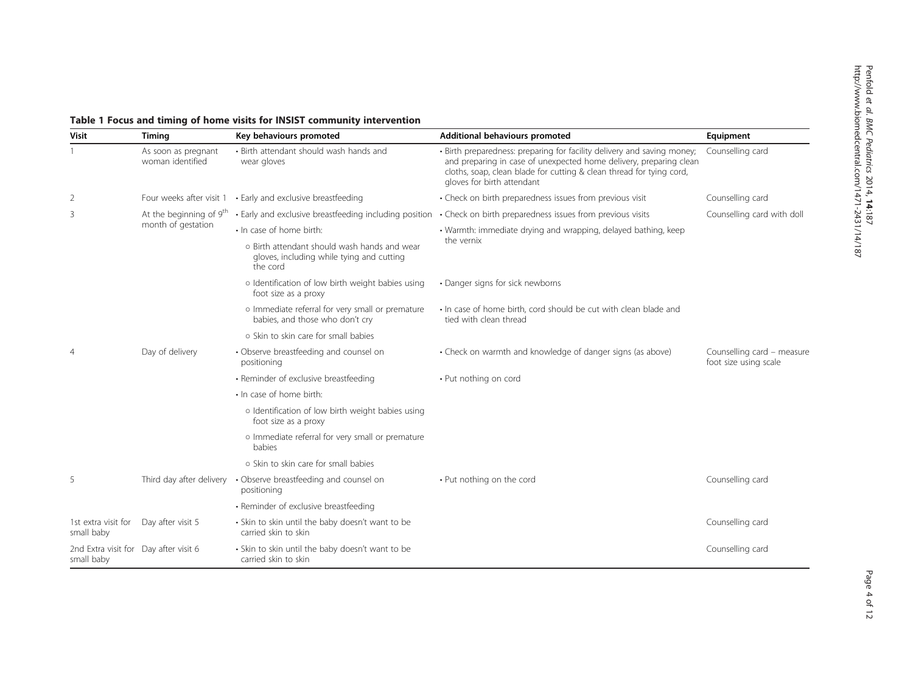**Table 1 Focus and timing of home visits for INSIST community intervention**

| Visit | Timing | Key behaviours promoted | Additional behaviours promoted | Equipment |
|---|---|---|---|---|
| 1 | As soon as pregnant woman identified | • Birth attendant should wash hands and wear gloves | • Birth preparedness: preparing for facility delivery and saving money; and preparing in case of unexpected home delivery, preparing clean cloths, soap, clean blade for cutting & clean thread for tying cord, gloves for birth attendant | Counselling card |
| 2 | Four weeks after visit 1 | • Early and exclusive breastfeeding | • Check on birth preparedness issues from previous visit | Counselling card |
| 3 | At the beginning of 9th month of gestation | • Early and exclusive breastfeeding including position | • Check on birth preparedness issues from previous visits | Counselling card with doll |
| | | • In case of home birth: | • Warmth: immediate drying and wrapping, delayed bathing, keep the vernix | |
| | | ○ Birth attendant should wash hands and wear gloves, including while tying and cutting the cord | | |
| | | ○ Identification of low birth weight babies using foot size as a proxy | • Danger signs for sick newborns | |
| | | ○ Immediate referral for very small or premature babies, and those who don't cry | • In case of home birth, cord should be cut with clean blade and tied with clean thread | |
| | | ○ Skin to skin care for small babies | | |
| 4 | Day of delivery | • Observe breastfeeding and counsel on positioning | • Check on warmth and knowledge of danger signs (as above) | Counselling card – measure foot size using scale |
| | | • Reminder of exclusive breastfeeding | • Put nothing on cord | |
| | | • In case of home birth: | | |
| | | ○ Identification of low birth weight babies using foot size as a proxy | | |
| | | ○ Immediate referral for very small or premature babies | | |
| | | ○ Skin to skin care for small babies | | |
| 5 | Third day after delivery | • Observe breastfeeding and counsel on positioning | • Put nothing on the cord | Counselling card |
| | | • Reminder of exclusive breastfeeding | | |
| 1st extra visit for small baby | Day after visit 5 | • Skin to skin until the baby doesn't want to be carried skin to skin | | Counselling card |
| 2nd Extra visit for small baby | Day after visit 6 | • Skin to skin until the baby doesn't want to be carried skin to skin | | Counselling card |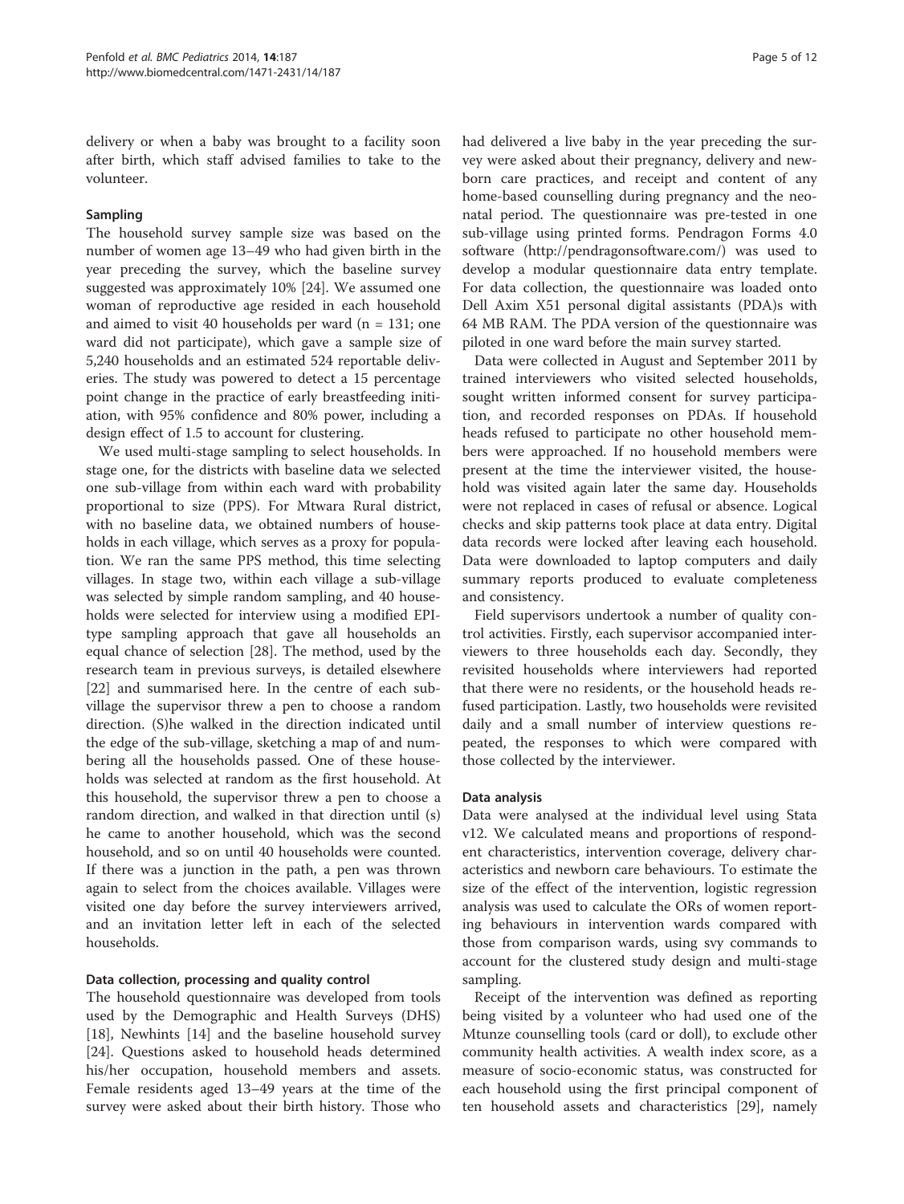delivery or when a baby was brought to a facility soon after birth, which staff advised families to take to the volunteer.

### Sampling

The household survey sample size was based on the number of women age 13–49 who had given birth in the year preceding the survey, which the baseline survey suggested was approximately 10% [24]. We assumed one woman of reproductive age resided in each household and aimed to visit 40 households per ward (n = 131; one ward did not participate), which gave a sample size of 5,240 households and an estimated 524 reportable deliveries. The study was powered to detect a 15 percentage point change in the practice of early breastfeeding initiation, with 95% confidence and 80% power, including a design effect of 1.5 to account for clustering.

We used multi-stage sampling to select households. In stage one, for the districts with baseline data we selected one sub-village from within each ward with probability proportional to size (PPS). For Mtwara Rural district, with no baseline data, we obtained numbers of households in each village, which serves as a proxy for population. We ran the same PPS method, this time selecting villages. In stage two, within each village a sub-village was selected by simple random sampling, and 40 households were selected for interview using a modified EPI-type sampling approach that gave all households an equal chance of selection [28]. The method, used by the research team in previous surveys, is detailed elsewhere [22] and summarised here. In the centre of each sub-village the supervisor threw a pen to choose a random direction. (S)he walked in the direction indicated until the edge of the sub-village, sketching a map of and numbering all the households passed. One of these households was selected at random as the first household. At this household, the supervisor threw a pen to choose a random direction, and walked in that direction until (s) he came to another household, which was the second household, and so on until 40 households were counted. If there was a junction in the path, a pen was thrown again to select from the choices available. Villages were visited one day before the survey interviewers arrived, and an invitation letter left in each of the selected households.

### Data collection, processing and quality control

The household questionnaire was developed from tools used by the Demographic and Health Surveys (DHS) [18], Newhints [14] and the baseline household survey [24]. Questions asked to household heads determined his/her occupation, household members and assets. Female residents aged 13–49 years at the time of the survey were asked about their birth history. Those who had delivered a live baby in the year preceding the survey were asked about their pregnancy, delivery and newborn care practices, and receipt and content of any home-based counselling during pregnancy and the neonatal period. The questionnaire was pre-tested in one sub-village using printed forms. Pendragon Forms 4.0 software (http://pendragonsoftware.com/) was used to develop a modular questionnaire data entry template. For data collection, the questionnaire was loaded onto Dell Axim X51 personal digital assistants (PDA)s with 64 MB RAM. The PDA version of the questionnaire was piloted in one ward before the main survey started.

Data were collected in August and September 2011 by trained interviewers who visited selected households, sought written informed consent for survey participation, and recorded responses on PDAs. If household heads refused to participate no other household members were approached. If no household members were present at the time the interviewer visited, the household was visited again later the same day. Households were not replaced in cases of refusal or absence. Logical checks and skip patterns took place at data entry. Digital data records were locked after leaving each household. Data were downloaded to laptop computers and daily summary reports produced to evaluate completeness and consistency.

Field supervisors undertook a number of quality control activities. Firstly, each supervisor accompanied interviewers to three households each day. Secondly, they revisited households where interviewers had reported that there were no residents, or the household heads refused participation. Lastly, two households were revisited daily and a small number of interview questions repeated, the responses to which were compared with those collected by the interviewer.

### Data analysis

Data were analysed at the individual level using Stata v12. We calculated means and proportions of respondent characteristics, intervention coverage, delivery characteristics and newborn care behaviours. To estimate the size of the effect of the intervention, logistic regression analysis was used to calculate the ORs of women reporting behaviours in intervention wards compared with those from comparison wards, using svy commands to account for the clustered study design and multi-stage sampling.

Receipt of the intervention was defined as reporting being visited by a volunteer who had used one of the Mtunze counselling tools (card or doll), to exclude other community health activities. A wealth index score, as a measure of socio-economic status, was constructed for each household using the first principal component of ten household assets and characteristics [29], namely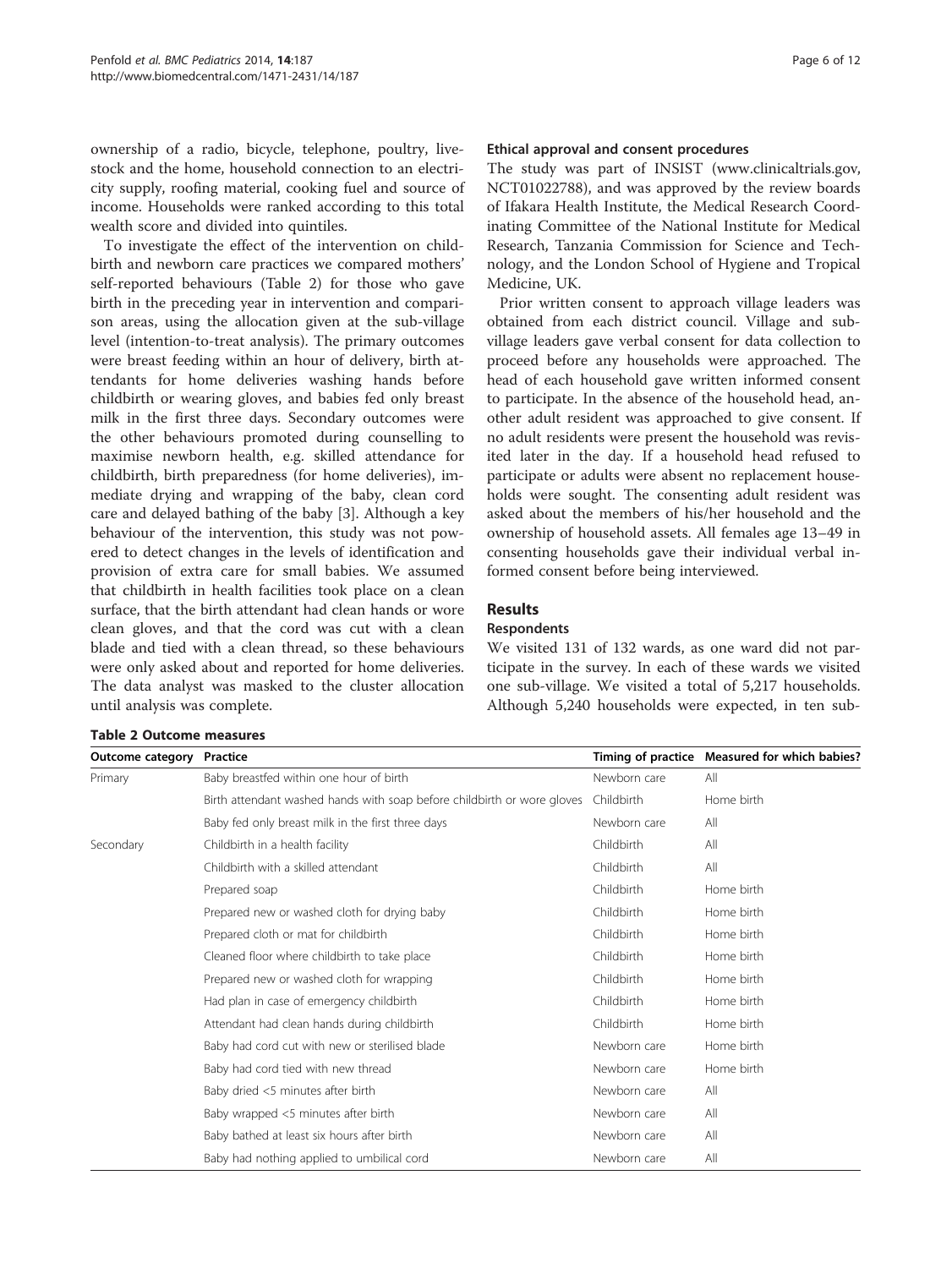ownership of a radio, bicycle, telephone, poultry, livestock and the home, household connection to an electricity supply, roofing material, cooking fuel and source of income. Households were ranked according to this total wealth score and divided into quintiles.

To investigate the effect of the intervention on childbirth and newborn care practices we compared mothers' self-reported behaviours (Table 2) for those who gave birth in the preceding year in intervention and comparison areas, using the allocation given at the sub-village level (intention-to-treat analysis). The primary outcomes were breast feeding within an hour of delivery, birth attendants for home deliveries washing hands before childbirth or wearing gloves, and babies fed only breast milk in the first three days. Secondary outcomes were the other behaviours promoted during counselling to maximise newborn health, e.g. skilled attendance for childbirth, birth preparedness (for home deliveries), immediate drying and wrapping of the baby, clean cord care and delayed bathing of the baby [3]. Although a key behaviour of the intervention, this study was not powered to detect changes in the levels of identification and provision of extra care for small babies. We assumed that childbirth in health facilities took place on a clean surface, that the birth attendant had clean hands or wore clean gloves, and that the cord was cut with a clean blade and tied with a clean thread, so these behaviours were only asked about and reported for home deliveries. The data analyst was masked to the cluster allocation until analysis was complete.

**Table 2 Outcome measures**

| Outcome category | Practice | Timing of practice | Measured for which babies? |
|---|---|---|---|
| Primary | Baby breastfed within one hour of birth | Newborn care | All |
| | Birth attendant washed hands with soap before childbirth or wore gloves | Childbirth | Home birth |
| | Baby fed only breast milk in the first three days | Newborn care | All |
| Secondary | Childbirth in a health facility | Childbirth | All |
| | Childbirth with a skilled attendant | Childbirth | All |
| | Prepared soap | Childbirth | Home birth |
| | Prepared new or washed cloth for drying baby | Childbirth | Home birth |
| | Prepared cloth or mat for childbirth | Childbirth | Home birth |
| | Cleaned floor where childbirth to take place | Childbirth | Home birth |
| | Prepared new or washed cloth for wrapping | Childbirth | Home birth |
| | Had plan in case of emergency childbirth | Childbirth | Home birth |
| | Attendant had clean hands during childbirth | Childbirth | Home birth |
| | Baby had cord cut with new or sterilised blade | Newborn care | Home birth |
| | Baby had cord tied with new thread | Newborn care | Home birth |
| | Baby dried <5 minutes after birth | Newborn care | All |
| | Baby wrapped <5 minutes after birth | Newborn care | All |
| | Baby bathed at least six hours after birth | Newborn care | All |
| | Baby had nothing applied to umbilical cord | Newborn care | All |

### Ethical approval and consent procedures

The study was part of INSIST (www.clinicaltrials.gov, NCT01022788), and was approved by the review boards of Ifakara Health Institute, the Medical Research Coordinating Committee of the National Institute for Medical Research, Tanzania Commission for Science and Technology, and the London School of Hygiene and Tropical Medicine, UK.

Prior written consent to approach village leaders was obtained from each district council. Village and sub-village leaders gave verbal consent for data collection to proceed before any households were approached. The head of each household gave written informed consent to participate. In the absence of the household head, another adult resident was approached to give consent. If no adult residents were present the household was revisited later in the day. If a household head refused to participate or adults were absent no replacement households were sought. The consenting adult resident was asked about the members of his/her household and the ownership of household assets. All females age 13–49 in consenting households gave their individual verbal informed consent before being interviewed.

## Results

### Respondents

We visited 131 of 132 wards, as one ward did not participate in the survey. In each of these wards we visited one sub-village. We visited a total of 5,217 households. Although 5,240 households were expected, in ten sub-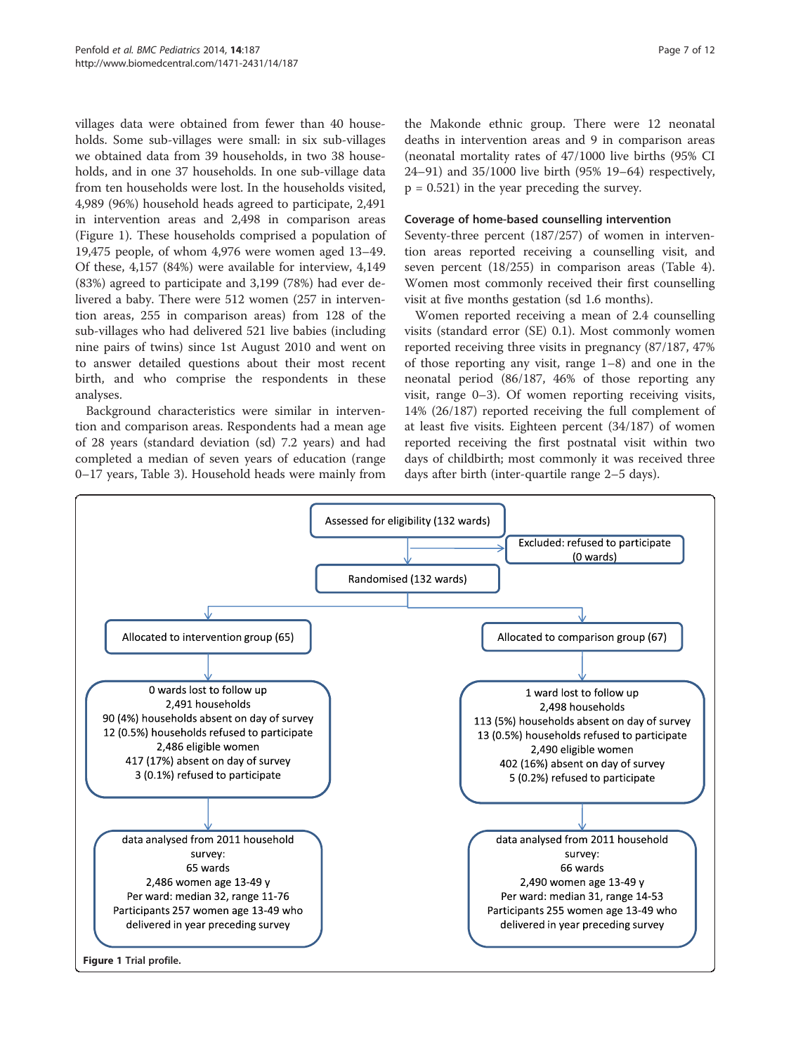villages data were obtained from fewer than 40 households. Some sub-villages were small: in six sub-villages we obtained data from 39 households, in two 38 households, and in one 37 households. In one sub-village data from ten households were lost. In the households visited, 4,989 (96%) household heads agreed to participate, 2,491 in intervention areas and 2,498 in comparison areas (Figure 1). These households comprised a population of 19,475 people, of whom 4,976 were women aged 13–49. Of these, 4,157 (84%) were available for interview, 4,149 (83%) agreed to participate and 3,199 (78%) had ever delivered a baby. There were 512 women (257 in intervention areas, 255 in comparison areas) from 128 of the sub-villages who had delivered 521 live babies (including nine pairs of twins) since 1st August 2010 and went on to answer detailed questions about their most recent birth, and who comprise the respondents in these analyses.

Background characteristics were similar in intervention and comparison areas. Respondents had a mean age of 28 years (standard deviation (sd) 7.2 years) and had completed a median of seven years of education (range 0–17 years, Table 3). Household heads were mainly from the Makonde ethnic group. There were 12 neonatal deaths in intervention areas and 9 in comparison areas (neonatal mortality rates of 47/1000 live births (95% CI 24–91) and 35/1000 live birth (95% 19–64) respectively, $p = 0.521$) in the year preceding the survey.

### Coverage of home-based counselling intervention

Seventy-three percent (187/257) of women in intervention areas reported receiving a counselling visit, and seven percent (18/255) in comparison areas (Table 4). Women most commonly received their first counselling visit at five months gestation (sd 1.6 months).

Women reported receiving a mean of 2.4 counselling visits (standard error (SE) 0.1). Most commonly women reported receiving three visits in pregnancy (87/187, 47% of those reporting any visit, range 1–8) and one in the neonatal period (86/187, 46% of those reporting any visit, range 0–3). Of women reporting receiving visits, 14% (26/187) reported receiving the full complement of at least five visits. Eighteen percent (34/187) of women reported receiving the first postnatal visit within two days of childbirth; most commonly it was received three days after birth (inter-quartile range 2–5 days).

Assessed for eligibility (132 wards)

Excluded: refused to participate (0 wards)

Randomised (132 wards)

Allocated to intervention group (65)

0 wards lost to follow up
2,491 households
90 (4%) households absent on day of survey
12 (0.5%) households refused to participate
2,486 eligible women
417 (17%) absent on day of survey
3 (0.1%) refused to participate

data analysed from 2011 household survey:
65 wards
2,486 women age 13-49 y
Per ward: median 32, range 11-76
Participants 257 women age 13-49 who delivered in year preceding survey

Allocated to comparison group (67)

1 ward lost to follow up
2,498 households
113 (5%) households absent on day of survey
13 (0.5%) households refused to participate
2,490 eligible women
402 (16%) absent on day of survey
5 (0.2%) refused to participate

data analysed from 2011 household survey:
66 wards
2,490 women age 13-49 y
Per ward: median 31, range 14-53
Participants 255 women age 13-49 who delivered in year preceding survey

**Figure 1** Trial profile.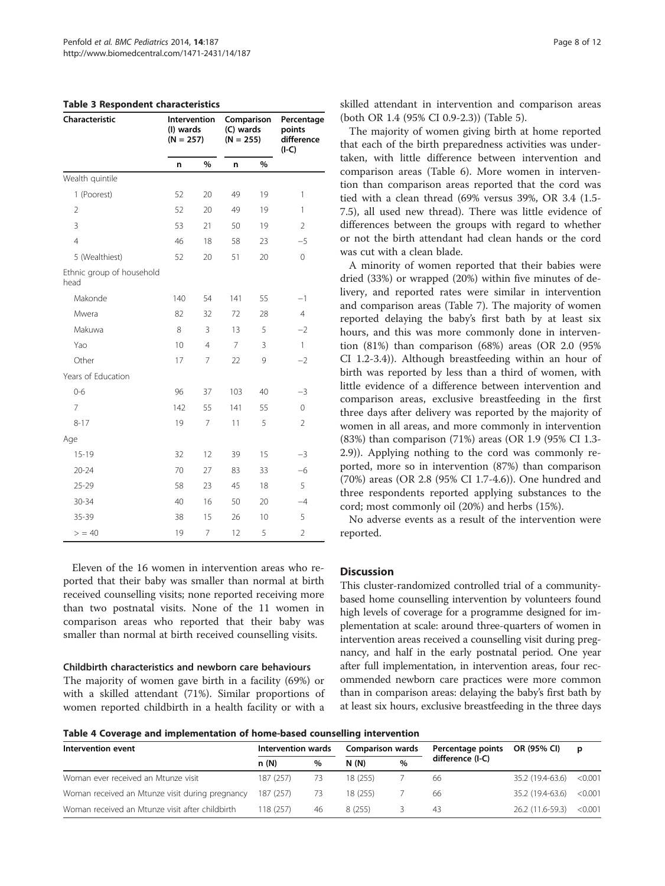**Table 3 Respondent characteristics**

| Characteristic | Intervention (I) wards (N = 257) | | Comparison (C) wards (N = 255) | | Percentage points difference (I-C) |
|---|---|---|---|---|---|
| | n | % | n | % | |
| Wealth quintile | | | | | |
| 1 (Poorest) | 52 | 20 | 49 | 19 | 1 |
| 2 | 52 | 20 | 49 | 19 | 1 |
| 3 | 53 | 21 | 50 | 19 | 2 |
| 4 | 46 | 18 | 58 | 23 | −5 |
| 5 (Wealthiest) | 52 | 20 | 51 | 20 | 0 |
| Ethnic group of household head | | | | | |
| Makonde | 140 | 54 | 141 | 55 | −1 |
| Mwera | 82 | 32 | 72 | 28 | 4 |
| Makuwa | 8 | 3 | 13 | 5 | −2 |
| Yao | 10 | 4 | 7 | 3 | 1 |
| Other | 17 | 7 | 22 | 9 | −2 |
| Years of Education | | | | | |
| 0-6 | 96 | 37 | 103 | 40 | −3 |
| 7 | 142 | 55 | 141 | 55 | 0 |
| 8-17 | 19 | 7 | 11 | 5 | 2 |
| Age | | | | | |
| 15-19 | 32 | 12 | 39 | 15 | −3 |
| 20-24 | 70 | 27 | 83 | 33 | −6 |
| 25-29 | 58 | 23 | 45 | 18 | 5 |
| 30-34 | 40 | 16 | 50 | 20 | −4 |
| 35-39 | 38 | 15 | 26 | 10 | 5 |
| > = 40 | 19 | 7 | 12 | 5 | 2 |

Eleven of the 16 women in intervention areas who reported that their baby was smaller than normal at birth received counselling visits; none reported receiving more than two postnatal visits. None of the 11 women in comparison areas who reported that their baby was smaller than normal at birth received counselling visits.

### Childbirth characteristics and newborn care behaviours

The majority of women gave birth in a facility (69%) or with a skilled attendant (71%). Similar proportions of women reported childbirth in a health facility or with a skilled attendant in intervention and comparison areas (both OR 1.4 (95% CI 0.9-2.3)) (Table 5).

The majority of women giving birth at home reported that each of the birth preparedness activities was undertaken, with little difference between intervention and comparison areas (Table 6). More women in intervention than comparison areas reported that the cord was tied with a clean thread (69% versus 39%, OR 3.4 (1.5-7.5), all used new thread). There was little evidence of differences between the groups with regard to whether or not the birth attendant had clean hands or the cord was cut with a clean blade.

A minority of women reported that their babies were dried (33%) or wrapped (20%) within five minutes of delivery, and reported rates were similar in intervention and comparison areas (Table 7). The majority of women reported delaying the baby's first bath by at least six hours, and this was more commonly done in intervention (81%) than comparison (68%) areas (OR 2.0 (95% CI 1.2-3.4)). Although breastfeeding within an hour of birth was reported by less than a third of women, with little evidence of a difference between intervention and comparison areas, exclusive breastfeeding in the first three days after delivery was reported by the majority of women in all areas, and more commonly in intervention (83%) than comparison (71%) areas (OR 1.9 (95% CI 1.3-2.9)). Applying nothing to the cord was commonly reported, more so in intervention (87%) than comparison (70%) areas (OR 2.8 (95% CI 1.7-4.6)). One hundred and three respondents reported applying substances to the cord; most commonly oil (20%) and herbs (15%).

No adverse events as a result of the intervention were reported.

## Discussion

This cluster-randomized controlled trial of a community-based home counselling intervention by volunteers found high levels of coverage for a programme designed for implementation at scale: around three-quarters of women in intervention areas received a counselling visit during pregnancy, and half in the early postnatal period. One year after full implementation, in intervention areas, four recommended newborn care practices were more common than in comparison areas: delaying the baby's first bath by at least six hours, exclusive breastfeeding in the three days

**Table 4 Coverage and implementation of home-based counselling intervention**

| Intervention event | Intervention wards | | Comparison wards | | Percentage points difference (I-C) | OR (95% CI) | p |
|---|---|---|---|---|---|---|---|
| | n (N) | % | N (N) | % | | | |
| Woman ever received an Mtunze visit | 187 (257) | 73 | 18 (255) | 7 | 66 | 35.2 (19.4-63.6) | <0.001 |
| Woman received an Mtunze visit during pregnancy | 187 (257) | 73 | 18 (255) | 7 | 66 | 35.2 (19.4-63.6) | <0.001 |
| Woman received an Mtunze visit after childbirth | 118 (257) | 46 | 8 (255) | 3 | 43 | 26.2 (11.6-59.3) | <0.001 |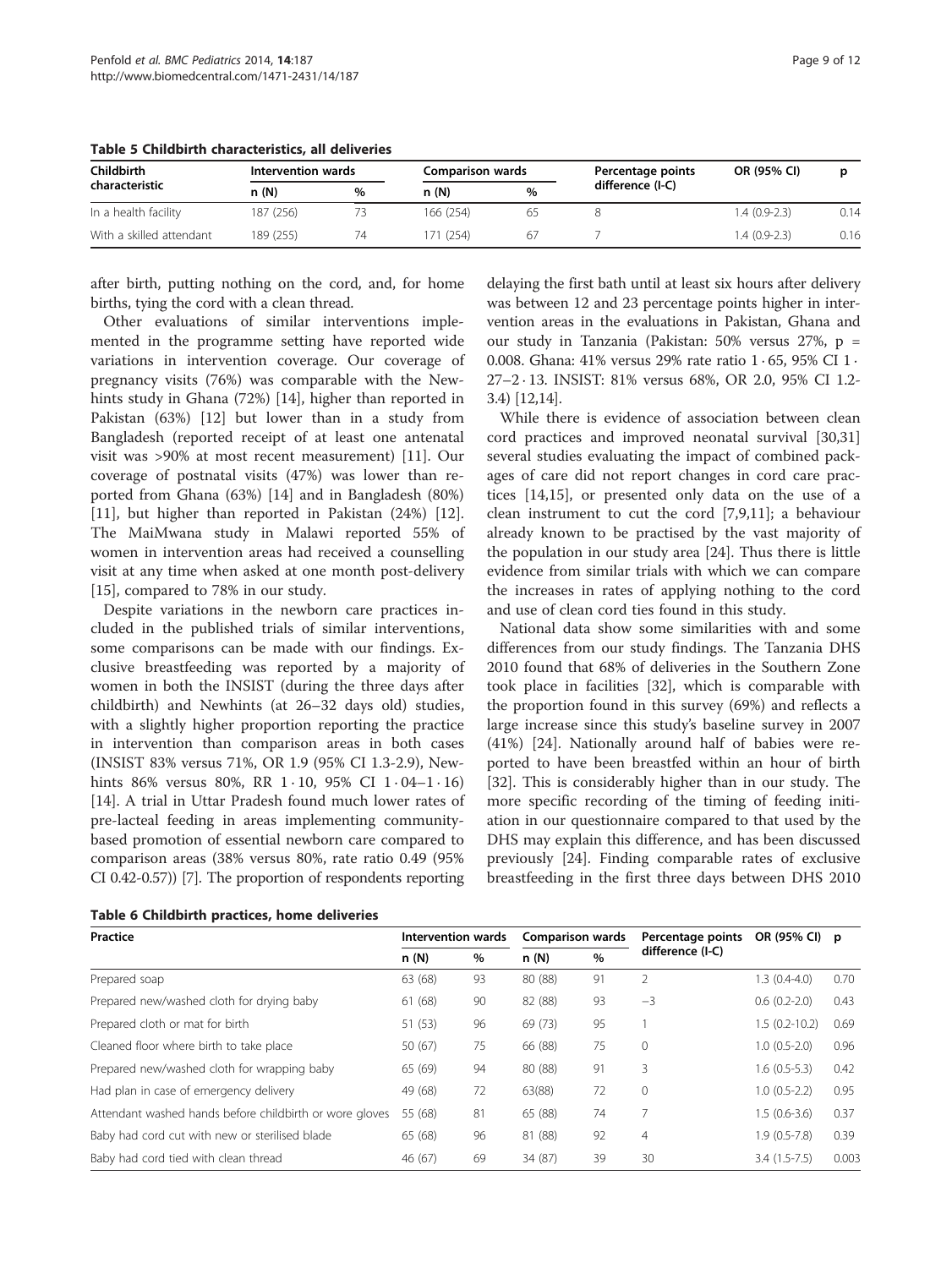**Table 5 Childbirth characteristics, all deliveries**

| Childbirth characteristic | Intervention wards | | Comparison wards | | Percentage points difference (I-C) | OR (95% CI) | p |
|---|---|---|---|---|---|---|---|
| | n (N) | % | n (N) | % | | | |
| In a health facility | 187 (256) | 73 | 166 (254) | 65 | 8 | 1.4 (0.9-2.3) | 0.14 |
| With a skilled attendant | 189 (255) | 74 | 171 (254) | 67 | 7 | 1.4 (0.9-2.3) | 0.16 |

after birth, putting nothing on the cord, and, for home births, tying the cord with a clean thread.

Other evaluations of similar interventions implemented in the programme setting have reported wide variations in intervention coverage. Our coverage of pregnancy visits (76%) was comparable with the Newhints study in Ghana (72%) [14], higher than reported in Pakistan (63%) [12] but lower than in a study from Bangladesh (reported receipt of at least one antenatal visit was >90% at most recent measurement) [11]. Our coverage of postnatal visits (47%) was lower than reported from Ghana (63%) [14] and in Bangladesh (80%) [11], but higher than reported in Pakistan (24%) [12]. The MaiMwana study in Malawi reported 55% of women in intervention areas had received a counselling visit at any time when asked at one month post-delivery [15], compared to 78% in our study.

Despite variations in the newborn care practices included in the published trials of similar interventions, some comparisons can be made with our findings. Exclusive breastfeeding was reported by a majority of women in both the INSIST (during the three days after childbirth) and Newhints (at 26–32 days old) studies, with a slightly higher proportion reporting the practice in intervention than comparison areas in both cases (INSIST 83% versus 71%, OR 1.9 (95% CI 1.3-2.9), Newhints 86% versus 80%, RR 1 · 10, 95% CI 1 · 04–1 · 16) [14]. A trial in Uttar Pradesh found much lower rates of pre-lacteal feeding in areas implementing community-based promotion of essential newborn care compared to comparison areas (38% versus 80%, rate ratio 0.49 (95% CI 0.42-0.57)) [7]. The proportion of respondents reporting delaying the first bath until at least six hours after delivery was between 12 and 23 percentage points higher in intervention areas in the evaluations in Pakistan, Ghana and our study in Tanzania (Pakistan: 50% versus 27%, p = 0.008. Ghana: 41% versus 29% rate ratio 1 · 65, 95% CI 1 · 27–2 · 13. INSIST: 81% versus 68%, OR 2.0, 95% CI 1.2-3.4) [12,14].

While there is evidence of association between clean cord practices and improved neonatal survival [30,31] several studies evaluating the impact of combined packages of care did not report changes in cord care practices [14,15], or presented only data on the use of a clean instrument to cut the cord [7,9,11]; a behaviour already known to be practised by the vast majority of the population in our study area [24]. Thus there is little evidence from similar trials with which we can compare the increases in rates of applying nothing to the cord and use of clean cord ties found in this study.

National data show some similarities with and some differences from our study findings. The Tanzania DHS 2010 found that 68% of deliveries in the Southern Zone took place in facilities [32], which is comparable with the proportion found in this survey (69%) and reflects a large increase since this study's baseline survey in 2007 (41%) [24]. Nationally around half of babies were reported to have been breastfed within an hour of birth [32]. This is considerably higher than in our study. The more specific recording of the timing of feeding initiation in our questionnaire compared to that used by the DHS may explain this difference, and has been discussed previously [24]. Finding comparable rates of exclusive breastfeeding in the first three days between DHS 2010

**Table 6 Childbirth practices, home deliveries**

| Practice | Intervention wards | | Comparison wards | | Percentage points difference (I-C) | OR (95% CI) | p |
|---|---|---|---|---|---|---|---|
| | n (N) | % | n (N) | % | | | |
| Prepared soap | 63 (68) | 93 | 80 (88) | 91 | 2 | 1.3 (0.4-4.0) | 0.70 |
| Prepared new/washed cloth for drying baby | 61 (68) | 90 | 82 (88) | 93 | −3 | 0.6 (0.2-2.0) | 0.43 |
| Prepared cloth or mat for birth | 51 (53) | 96 | 69 (73) | 95 | 1 | 1.5 (0.2-10.2) | 0.69 |
| Cleaned floor where birth to take place | 50 (67) | 75 | 66 (88) | 75 | 0 | 1.0 (0.5-2.0) | 0.96 |
| Prepared new/washed cloth for wrapping baby | 65 (69) | 94 | 80 (88) | 91 | 3 | 1.6 (0.5-5.3) | 0.42 |
| Had plan in case of emergency delivery | 49 (68) | 72 | 63(88) | 72 | 0 | 1.0 (0.5-2.2) | 0.95 |
| Attendant washed hands before childbirth or wore gloves | 55 (68) | 81 | 65 (88) | 74 | 7 | 1.5 (0.6-3.6) | 0.37 |
| Baby had cord cut with new or sterilised blade | 65 (68) | 96 | 81 (88) | 92 | 4 | 1.9 (0.5-7.8) | 0.39 |
| Baby had cord tied with clean thread | 46 (67) | 69 | 34 (87) | 39 | 30 | 3.4 (1.5-7.5) | 0.003 |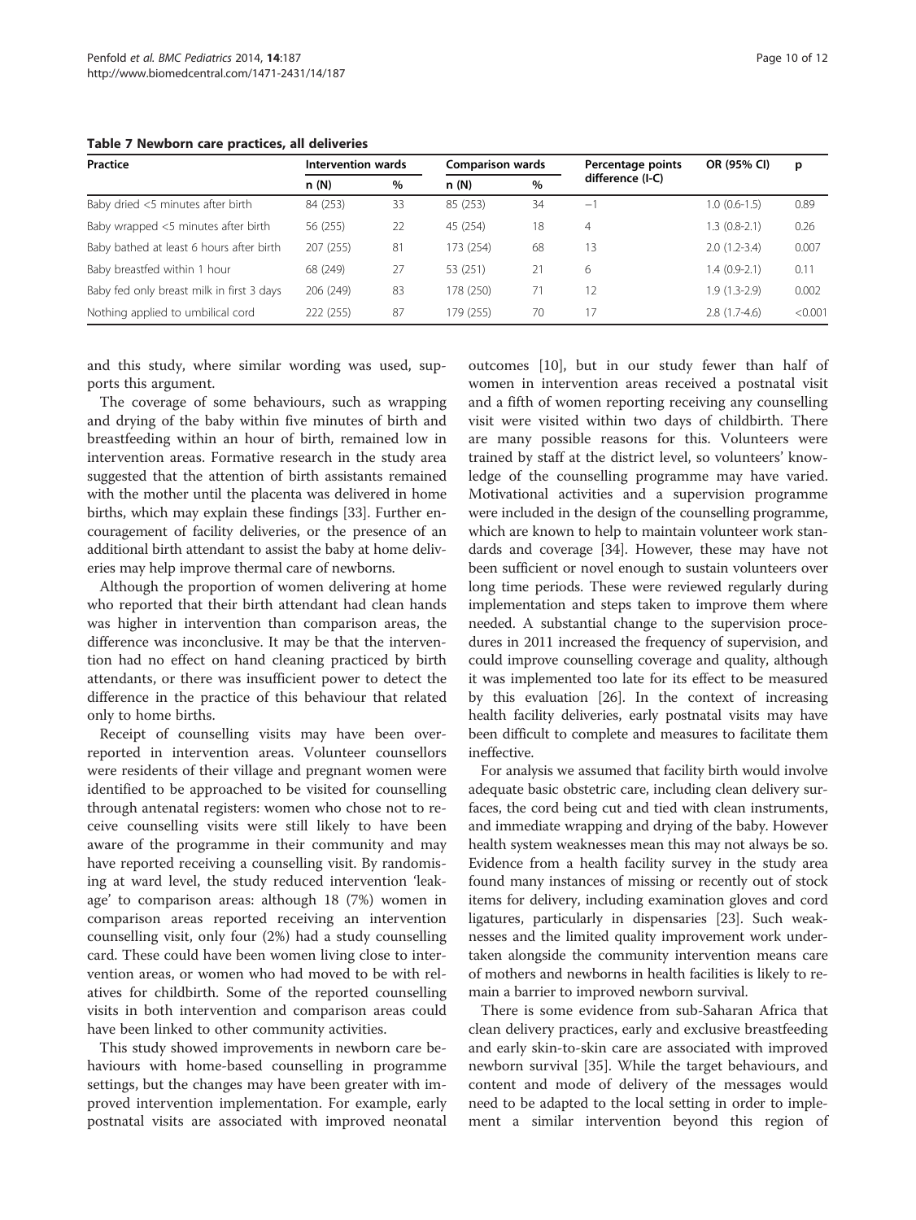**Table 7 Newborn care practices, all deliveries**

| Practice | Intervention wards | | Comparison wards | | Percentage points difference (I-C) | OR (95% CI) | p |
|---|---|---|---|---|---|---|---|
| | n (N) | % | n (N) | % | | | |
| Baby dried <5 minutes after birth | 84 (253) | 33 | 85 (253) | 34 | −1 | 1.0 (0.6-1.5) | 0.89 |
| Baby wrapped <5 minutes after birth | 56 (255) | 22 | 45 (254) | 18 | 4 | 1.3 (0.8-2.1) | 0.26 |
| Baby bathed at least 6 hours after birth | 207 (255) | 81 | 173 (254) | 68 | 13 | 2.0 (1.2-3.4) | 0.007 |
| Baby breastfed within 1 hour | 68 (249) | 27 | 53 (251) | 21 | 6 | 1.4 (0.9-2.1) | 0.11 |
| Baby fed only breast milk in first 3 days | 206 (249) | 83 | 178 (250) | 71 | 12 | 1.9 (1.3-2.9) | 0.002 |
| Nothing applied to umbilical cord | 222 (255) | 87 | 179 (255) | 70 | 17 | 2.8 (1.7-4.6) | <0.001 |

and this study, where similar wording was used, supports this argument.

The coverage of some behaviours, such as wrapping and drying of the baby within five minutes of birth and breastfeeding within an hour of birth, remained low in intervention areas. Formative research in the study area suggested that the attention of birth assistants remained with the mother until the placenta was delivered in home births, which may explain these findings [33]. Further encouragement of facility deliveries, or the presence of an additional birth attendant to assist the baby at home deliveries may help improve thermal care of newborns.

Although the proportion of women delivering at home who reported that their birth attendant had clean hands was higher in intervention than comparison areas, the difference was inconclusive. It may be that the intervention had no effect on hand cleaning practiced by birth attendants, or there was insufficient power to detect the difference in the practice of this behaviour that related only to home births.

Receipt of counselling visits may have been over-reported in intervention areas. Volunteer counsellors were residents of their village and pregnant women were identified to be approached to be visited for counselling through antenatal registers: women who chose not to receive counselling visits were still likely to have been aware of the programme in their community and may have reported receiving a counselling visit. By randomising at ward level, the study reduced intervention 'leakage' to comparison areas: although 18 (7%) women in comparison areas reported receiving an intervention counselling visit, only four (2%) had a study counselling card. These could have been women living close to intervention areas, or women who had moved to be with relatives for childbirth. Some of the reported counselling visits in both intervention and comparison areas could have been linked to other community activities.

This study showed improvements in newborn care behaviours with home-based counselling in programme settings, but the changes may have been greater with improved intervention implementation. For example, early postnatal visits are associated with improved neonatal outcomes [10], but in our study fewer than half of women in intervention areas received a postnatal visit and a fifth of women reporting receiving any counselling visit were visited within two days of childbirth. There are many possible reasons for this. Volunteers were trained by staff at the district level, so volunteers' knowledge of the counselling programme may have varied. Motivational activities and a supervision programme were included in the design of the counselling programme, which are known to help maintain volunteer work standards and coverage [34]. However, these may have not been sufficient or novel enough to sustain volunteers over long time periods. These were reviewed regularly during implementation and steps taken to improve them where needed. A substantial change to the supervision procedures in 2011 increased the frequency of supervision, and could improve counselling coverage and quality, although it was implemented too late for its effect to be measured by this evaluation [26]. In the context of increasing health facility deliveries, early postnatal visits may have been difficult to complete and measures to facilitate them ineffective.

For analysis we assumed that facility birth would involve adequate basic obstetric care, including clean delivery surfaces, the cord being cut and tied with clean instruments, and immediate wrapping and drying of the baby. However health system weaknesses mean this may not always be so. Evidence from a health facility survey in the study area found many instances of missing or recently out of stock items for delivery, including examination gloves and cord ligatures, particularly in dispensaries [23]. Such weaknesses and the limited quality improvement work undertaken alongside the community intervention means care of mothers and newborns in health facilities is likely to remain a barrier to improved newborn survival.

There is some evidence from sub-Saharan Africa that clean delivery practices, early and exclusive breastfeeding and early skin-to-skin care are associated with improved newborn survival [35]. While the target behaviours, and content and mode of delivery of the messages would need to be adapted to the local setting in order to implement a similar intervention beyond this region of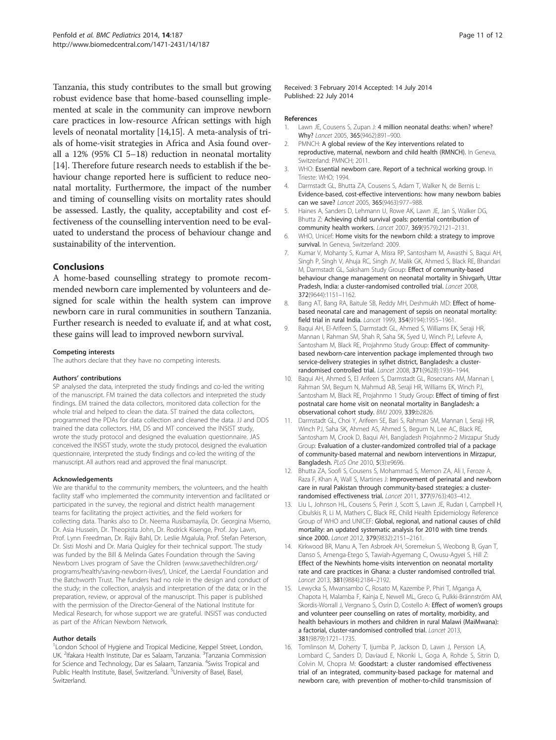Tanzania, this study contributes to the small but growing robust evidence base that home-based counselling implemented at scale in the community can improve newborn care practices in low-resource African settings with high levels of neonatal mortality [14,15]. A meta-analysis of trials of home-visit strategies in Africa and Asia found overall a 12% (95% CI 5–18) reduction in neonatal mortality [14]. Therefore future research needs to establish if the behaviour change reported here is sufficient to reduce neonatal mortality. Furthermore, the impact of the number and timing of counselling visits on mortality rates should be assessed. Lastly, the quality, acceptability and cost effectiveness of the counselling intervention need to be evaluated to understand the process of behaviour change and sustainability of the intervention.

## Conclusions

A home-based counselling strategy to promote recommended newborn care implemented by volunteers and designed for scale within the health system can improve newborn care in rural communities in southern Tanzania. Further research is needed to evaluate if, and at what cost, these gains will lead to improved newborn survival.

#### Competing interests

The authors declare that they have no competing interests.

#### Authors' contributions

SP analysed the data, interpreted the study findings and co-led the writing of the manuscript. FM trained the data collectors and interpreted the study findings. EM trained the data collectors, monitored data collection for the whole trial and helped to clean the data. ST trained the data collectors, programmed the PDAs for data collection and cleaned the data. JJ and DDS trained the data collectors. HM, DS and MT conceived the INSIST study, wrote the study protocol and designed the evaluation questionnaire. JAS conceived the INSIST study, wrote the study protocol, designed the evaluation questionnaire, interpreted the study findings and co-led the writing of the manuscript. All authors read and approved the final manuscript.

#### Acknowledgements

We are thankful to the community members, the volunteers, and the health facility staff who implemented the community intervention and facilitated or participated in the survey, the regional and district health management teams for facilitating the project activities, and the field workers for collecting data. Thanks also to Dr. Neema Rusibamayila, Dr. Georgina Msemo, Dr. Asia Hussein, Dr. Theopista John, Dr. Rodrick Kisenge, Prof. Joy Lawn, Prof. Lynn Freedman, Dr. Rajiv Bahl, Dr. Leslie Mgalula, Prof. Stefan Peterson, Dr. Sisti Moshi and Dr. Maria Quigley for their technical support. The study was funded by the Bill & Melinda Gates Foundation through the Saving Newborn Lives program of Save the Children (www.savethechildren.org/programs/health/saving-newborn-lives/), Unicef, the Laerdal Foundation and the Batchworth Trust. The funders had no role in the design and conduct of the study; in the collection, analysis and interpretation of the data; or in the preparation, review, or approval of the manuscript. This paper is published with the permission of the Director-General of the National Institute for Medical Research, for whose support we are grateful. INSIST was conducted as part of the African Newborn Network.

#### Author details

[1]London School of Hygiene and Tropical Medicine, Keppel Street, London, UK. [2]Ifakara Health Institute, Dar es Salaam, Tanzania. [3]Tanzania Commission for Science and Technology, Dar es Salaam, Tanzania. [4]Swiss Tropical and Public Health Institute, Basel, Switzerland. [5]University of Basel, Basel, Switzerland.

Received: 3 February 2014 Accepted: 14 July 2014
Published: 22 July 2014

#### References

1. Lawn JE, Cousens S, Zupan J: **4 million neonatal deaths: when? where? Why?** *Lancet* 2005, **365**(9462):891–900.
2. PMNCH: **A global review of the Key interventions related to reproductive, maternal, newborn and child health (RMNCH).** In Geneva, Switzerland: PMNCH; 2011.
3. WHO: **Essential newborn care. Report of a technical working group.** In Trieste: WHO; 1994.
4. Darmstadt GL, Bhutta ZA, Cousens S, Adam T, Walker N, de Bernis L: **Evidence-based, cost-effective interventions: how many newborn babies can we save?** *Lancet* 2005, **365**(9463):977–988.
5. Haines A, Sanders D, Lehmann U, Rowe AK, Lawn JE, Jan S, Walker DG, Bhutta Z: **Achieving child survival goals: potential contribution of community health workers.** *Lancet* 2007, **369**(9579):2121–2131.
6. WHO, Unicef: **Home visits for the newborn child: a strategy to improve survival.** In Geneva, Switzerland: 2009.
7. Kumar V, Mohanty S, Kumar A, Misra RP, Santosham M, Awasthi S, Baqui AH, Singh P, Singh V, Ahuja RC, Singh JV, Malik GK, Ahmed S, Black RE, Bhandari M, Darmstadt GL, Saksham Study Group: **Effect of community-based behaviour change management on neonatal mortality in Shivgarh, Uttar Pradesh, India: a cluster-randomised controlled trial.** *Lancet* 2008, **372**(9644):1151–1162.
8. Bang AT, Bang RA, Baitule SB, Reddy MH, Deshmukh MD: **Effect of home-based neonatal care and management of sepsis on neonatal mortality: field trial in rural India.** *Lancet* 1999, **354**(9194):1955–1961.
9. Baqui AH, El-Arifeen S, Darmstadt GL, Ahmed S, Williams EK, Seraji HR, Mannan I, Rahman SM, Shah R, Saha SK, Syed U, Winch PJ, Lefevre A, Santosham M, Black RE, Projahnmo Study Group: **Effect of community-based newborn-care intervention package implemented through two service-delivery strategies in sylhet district, Bangladesh: a cluster-randomised controlled trial.** *Lancet* 2008, **371**(9628):1936–1944.
10. Baqui AH, Ahmed S, El Arifeen S, Darmstadt GL, Rosecrans AM, Mannan I, Rahman SM, Begum N, Mahmud AB, Seraji HR, Williams EK, Winch PJ, Santosham M, Black RE, Projahnmo 1 Study Group: **Effect of timing of first postnatal care home visit on neonatal mortality in Bangladesh: a observational cohort study.** *BMJ* 2009, **339**:b2826.
11. Darmstadt GL, Choi Y, Arifeen SE, Bari S, Rahman SM, Mannan I, Seraji HR, Winch PJ, Saha SK, Ahmed AS, Ahmed S, Begum N, Lee AC, Black RE, Santosham M, Crook D, Baqui AH, Bangladesh Projahnmo-2 Mirzapur Study Group: **Evaluation of a cluster-randomized controlled trial of a package of community-based maternal and newborn interventions in Mirzapur, Bangladesh.** *PLoS One* 2010, **5**(3):e9696.
12. Bhutta ZA, Soofi S, Cousens S, Mohammad S, Memon ZA, Ali I, Feroze A, Raza F, Khan A, Wall S, Martines J: **Improvement of perinatal and newborn care in rural Pakistan through community-based strategies: a cluster-randomised effectiveness trial.** *Lancet* 2011, **377**(9763):403–412.
13. Liu L, Johnson HL, Cousens S, Perin J, Scott S, Lawn JE, Rudan I, Campbell H, Cibulskis R, Li M, Mathers C, Black RE, Child Health Epidemiology Reference Group of WHO and UNICEF: **Global, regional, and national causes of child mortality: an updated systematic analysis for 2010 with time trends since 2000.** *Lancet* 2012, **379**(9832):2151–2161.
14. Kirkwood BR, Manu A, Ten Asbroek AH, Soremekun S, Weobong B, Gyan T, Danso S, Amenga-Etego S, Tawiah-Agyemang C, Owusu-Agyei S, Hill Z: **Effect of the Newhints home-visits intervention on neonatal mortality rate and care practices in Ghana: a cluster randomised controlled trial.** *Lancet* 2013, **381**(9884):2184–2192.
15. Lewycka S, Mwansambo C, Rosato M, Kazembe P, Phiri T, Mganga A, Chapota H, Malamba F, Kainja E, Newell ML, Greco G, Pulkki-Brännström AM, Skordis-Worrall J, Vergnano S, Osrin D, Costello A: **Effect of women's groups and volunteer peer counselling on rates of mortality, morbidity, and health behaviours in mothers and children in rural Malawi (MaiMwana): a factorial, cluster-randomised controlled trial.** *Lancet* 2013, **381**(9879):1721–1735.
16. Tomlinson M, Doherty T, Ijumba P, Jackson D, Lawn J, Persson LA, Lombard C, Sanders D, Daviaud E, Nkonki L, Goga A, Rohde S, Sitrin D, Colvin M, Chopra M: **Goodstart: a cluster randomised effectiveness trial of an integrated, community-based package for maternal and newborn care, with prevention of mother-to-child transmission of**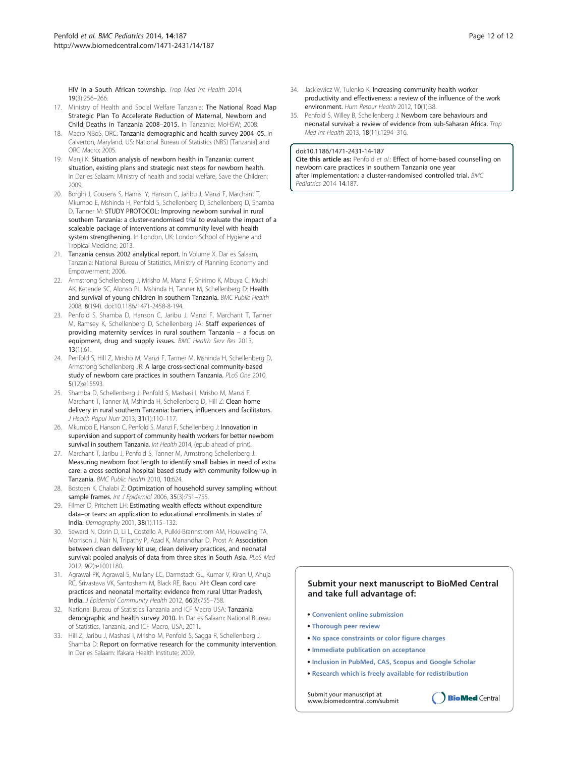HIV in a South African township. *Trop Med Int Health* 2014, **19**(3):256–266.

17. Ministry of Health and Social Welfare Tanzania: **The National Road Map Strategic Plan To Accelerate Reduction of Maternal, Newborn and Child Deaths in Tanzania 2008–2015.** In Tanzania: MoHSW; 2008.
18. Macro NBoS, ORC: **Tanzania demographic and health survey 2004–05.** In Calverton, Maryland, US: National Bureau of Statistics (NBS) [Tanzania] and ORC Macro; 2005.
19. Manji K: **Situation analysis of newborn health in Tanzania: current situation, existing plans and strategic next steps for newborn health.** In Dar es Salaam: Ministry of health and social welfare, Save the Children; 2009.
20. Borghi J, Cousens S, Hamisi Y, Hanson C, Jaribu J, Manzi F, Marchant T, Mkumbo E, Mshinda H, Penfold S, Schellenberg D, Schellenberg D, Shamba D, Tanner M: **STUDY PROTOCOL: Improving newborn survival in rural southern Tanzania: a cluster-randomised trial to evaluate the impact of a scaleable package of interventions at community level with health system strengthening.** In London, UK: London School of Hygiene and Tropical Medicine; 2013.
21. **Tanzania census 2002 analytical report.** In Volume X. Dar es Salaam, Tanzania: National Bureau of Statistics, Ministry of Planning Economy and Empowerment; 2006.
22. Armstrong Schellenberg J, Mrisho M, Manzi F, Shirimo K, Mbuya C, Mushi AK, Ketende SC, Alonso PL, Mshinda H, Tanner M, Schellenberg D: **Health and survival of young children in southern Tanzania.** *BMC Public Health* 2008, **8**(194). doi:10.1186/1471-2458-8-194.
23. Penfold S, Shamba D, Hanson C, Jaribu J, Manzi F, Marchant T, Tanner M, Ramsey K, Schellenberg D, Schellenberg JA: **Staff experiences of providing maternity services in rural southern Tanzania – a focus on equipment, drug and supply issues.** *BMC Health Serv Res* 2013, **13**(1):61.
24. Penfold S, Hill Z, Mrisho M, Manzi F, Tanner M, Mshinda H, Schellenberg D, Armstrong Schellenberg JR: **A large cross-sectional community-based study of newborn care practices in southern Tanzania.** *PLoS One* 2010, **5**(12):e15593.
25. Shamba D, Schellenberg J, Penfold S, Mashasi I, Mrisho M, Manzi F, Marchant T, Tanner M, Mshinda H, Schellenberg D, Hill Z: **Clean home delivery in rural southern Tanzania: barriers, influencers and facilitators.** *J Health Popul Nutr* 2013, **31**(1):110–117.
26. Mkumbo E, Hanson C, Penfold S, Manzi F, Schellenberg J: **Innovation in supervision and support of community health workers for better newborn survival in southern Tanzania.** *Int Health* 2014, (epub ahead of print).
27. Marchant T, Jaribu J, Penfold S, Tanner M, Armstrong Schellenberg J: **Measuring newborn foot length to identify small babies in need of extra care: a cross sectional hospital based study with community follow-up in Tanzania.** *BMC Public Health* 2010, **10**:624.
28. Bostoen K, Chalabi Z: **Optimization of household survey sampling without sample frames.** *Int J Epidemiol* 2006, **35**(3):751–755.
29. Filmer D, Pritchett LH: **Estimating wealth effects without expenditure data–or tears: an application to educational enrollments in states of India.** *Demography* 2001, **38**(1):115–132.
30. Seward N, Osrin D, Li L, Costello A, Pulkki-Brannstrom AM, Houweling TA, Morrison J, Nair N, Tripathy P, Azad K, Manandhar D, Prost A: **Association between clean delivery kit use, clean delivery practices, and neonatal survival: pooled analysis of data from three sites in South Asia.** *PLoS Med* 2012, **9**(2):e1001180.
31. Agrawal PK, Agrawal S, Mullany LC, Darmstadt GL, Kumar V, Kiran U, Ahuja RC, Srivastava VK, Santosham M, Black RE, Baqui AH: **Clean cord care practices and neonatal mortality: evidence from rural Uttar Pradesh, India.** *J Epidemiol Community Health* 2012, **66**(8):755–758.
32. National Bureau of Statistics Tanzania and ICF Macro USA: **Tanzania demographic and health survey 2010.** In Dar es Salaam: National Bureau of Statistics, Tanzania, and ICF Macro, USA; 2011.
33. Hill Z, Jaribu J, Mashasi I, Mrisho M, Penfold S, Sagga R, Schellenberg J, Shamba D: **Report on formative research for the community intervention.** In Dar es Salaam: Ifakara Health Institute; 2009.
34. Jaskiewicz W, Tulenko K: **Increasing community health worker productivity and effectiveness: a review of the influence of the work environment.** *Hum Resour Health* 2012, **10**(1):38.
35. Penfold S, Willey B, Schellenberg J: **Newborn care behaviours and neonatal survival: a review of evidence from sub-Saharan Africa.** *Trop Med Int Health* 2013, **18**(11):1294–316.

doi:10.1186/1471-2431-14-187

**Cite this article as:** Penfold *et al.*: Effect of home-based counselling on newborn care practices in southern Tanzania one year after implementation: a cluster-randomised controlled trial. *BMC Pediatrics* 2014 **14**:187.